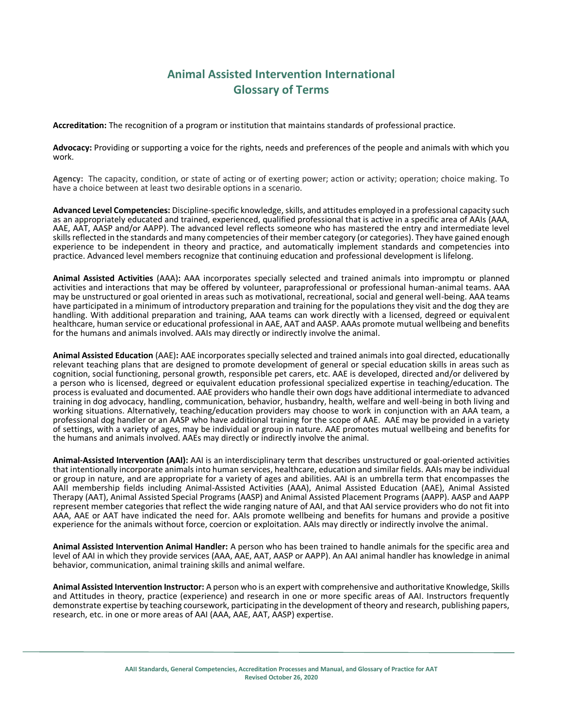# Animal Assisted Intervention International
# Glossary of Terms

**Accreditation:** The recognition of a program or institution that maintains standards of professional practice.

**Advocacy:** Providing or supporting a voice for the rights, needs and preferences of the people and animals with which you work.

**Agency:** The capacity, condition, or state of acting or of exerting power; action or activity; operation; choice making. To have a choice between at least two desirable options in a scenario.

**Advanced Level Competencies:** Discipline-specific knowledge, skills, and attitudes employed in a professional capacity such as an appropriately educated and trained, experienced, qualified professional that is active in a specific area of AAIs (AAA, AAE, AAT, AASP and/or AAPP). The advanced level reflects someone who has mastered the entry and intermediate level skills reflected in the standards and many competencies of their member category (or categories). They have gained enough experience to be independent in theory and practice, and automatically implement standards and competencies into practice. Advanced level members recognize that continuing education and professional development is lifelong.

**Animal Assisted Activities** (AAA)**:** AAA incorporates specially selected and trained animals into impromptu or planned activities and interactions that may be offered by volunteer, paraprofessional or professional human-animal teams. AAA may be unstructured or goal oriented in areas such as motivational, recreational, social and general well-being. AAA teams have participated in a minimum of introductory preparation and training for the populations they visit and the dog they are handling. With additional preparation and training, AAA teams can work directly with a licensed, degreed or equivalent healthcare, human service or educational professional in AAE, AAT and AASP. AAAs promote mutual wellbeing and benefits for the humans and animals involved. AAIs may directly or indirectly involve the animal.

**Animal Assisted Education** (AAE)**:** AAE incorporates specially selected and trained animals into goal directed, educationally relevant teaching plans that are designed to promote development of general or special education skills in areas such as cognition, social functioning, personal growth, responsible pet carers, etc. AAE is developed, directed and/or delivered by a person who is licensed, degreed or equivalent education professional specialized expertise in teaching/education. The process is evaluated and documented. AAE providers who handle their own dogs have additional intermediate to advanced training in dog advocacy, handling, communication, behavior, husbandry, health, welfare and well-being in both living and working situations. Alternatively, teaching/education providers may choose to work in conjunction with an AAA team, a professional dog handler or an AASP who have additional training for the scope of AAE. AAE may be provided in a variety of settings, with a variety of ages, may be individual or group in nature. AAE promotes mutual wellbeing and benefits for the humans and animals involved. AAEs may directly or indirectly involve the animal.

**Animal-Assisted Intervention (AAI):** AAI is an interdisciplinary term that describes unstructured or goal-oriented activities that intentionally incorporate animals into human services, healthcare, education and similar fields. AAIs may be individual or group in nature, and are appropriate for a variety of ages and abilities. AAI is an umbrella term that encompasses the AAII membership fields including Animal-Assisted Activities (AAA), Animal Assisted Education (AAE), Animal Assisted Therapy (AAT), Animal Assisted Special Programs (AASP) and Animal Assisted Placement Programs (AAPP). AASP and AAPP represent member categories that reflect the wide ranging nature of AAI, and that AAI service providers who do not fit into AAA, AAE or AAT have indicated the need for. AAIs promote wellbeing and benefits for humans and provide a positive experience for the animals without force, coercion or exploitation. AAIs may directly or indirectly involve the animal.

**Animal Assisted Intervention Animal Handler:** A person who has been trained to handle animals for the specific area and level of AAI in which they provide services (AAA, AAE, AAT, AASP or AAPP). An AAI animal handler has knowledge in animal behavior, communication, animal training skills and animal welfare.

**Animal Assisted Intervention Instructor:** A person who is an expert with comprehensive and authoritative Knowledge, Skills and Attitudes in theory, practice (experience) and research in one or more specific areas of AAI. Instructors frequently demonstrate expertise by teaching coursework, participating in the development of theory and research, publishing papers, research, etc. in one or more areas of AAI (AAA, AAE, AAT, AASP) expertise.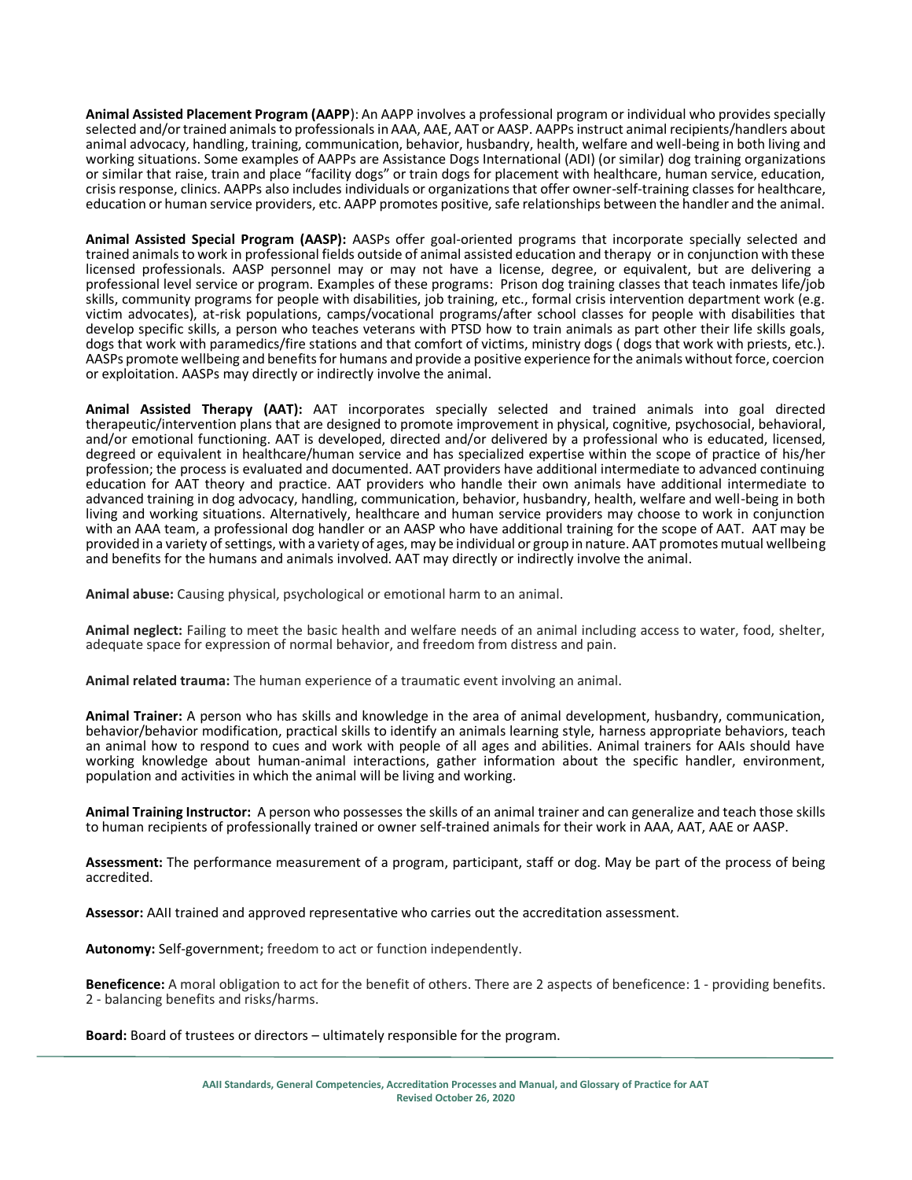**Animal Assisted Placement Program (AAPP**): An AAPP involves a professional program or individual who provides specially selected and/or trained animals to professionals in AAA, AAE, AAT or AASP. AAPPs instruct animal recipients/handlers about animal advocacy, handling, training, communication, behavior, husbandry, health, welfare and well-being in both living and working situations. Some examples of AAPPs are Assistance Dogs International (ADI) (or similar) dog training organizations or similar that raise, train and place "facility dogs" or train dogs for placement with healthcare, human service, education, crisis response, clinics. AAPPs also includes individuals or organizations that offer owner-self-training classes for healthcare, education or human service providers, etc. AAPP promotes positive, safe relationships between the handler and the animal.

**Animal Assisted Special Program (AASP):** AASPs offer goal-oriented programs that incorporate specially selected and trained animals to work in professional fields outside of animal assisted education and therapy or in conjunction with these licensed professionals. AASP personnel may or may not have a license, degree, or equivalent, but are delivering a professional level service or program. Examples of these programs: Prison dog training classes that teach inmates life/job skills, community programs for people with disabilities, job training, etc., formal crisis intervention department work (e.g. victim advocates), at-risk populations, camps/vocational programs/after school classes for people with disabilities that develop specific skills, a person who teaches veterans with PTSD how to train animals as part other their life skills goals, dogs that work with paramedics/fire stations and that comfort of victims, ministry dogs ( dogs that work with priests, etc.). AASPs promote wellbeing and benefits for humans and provide a positive experience for the animals without force, coercion or exploitation. AASPs may directly or indirectly involve the animal.

**Animal Assisted Therapy (AAT):** AAT incorporates specially selected and trained animals into goal directed therapeutic/intervention plans that are designed to promote improvement in physical, cognitive, psychosocial, behavioral, and/or emotional functioning. AAT is developed, directed and/or delivered by a professional who is educated, licensed, degreed or equivalent in healthcare/human service and has specialized expertise within the scope of practice of his/her profession; the process is evaluated and documented. AAT providers have additional intermediate to advanced continuing education for AAT theory and practice. AAT providers who handle their own animals have additional intermediate to advanced training in dog advocacy, handling, communication, behavior, husbandry, health, welfare and well-being in both living and working situations. Alternatively, healthcare and human service providers may choose to work in conjunction with an AAA team, a professional dog handler or an AASP who have additional training for the scope of AAT. AAT may be provided in a variety of settings, with a variety of ages, may be individual or group in nature. AAT promotes mutual wellbeing and benefits for the humans and animals involved. AAT may directly or indirectly involve the animal.

**Animal abuse:** Causing physical, psychological or emotional harm to an animal.

**Animal neglect:** Failing to meet the basic health and welfare needs of an animal including access to water, food, shelter, adequate space for expression of normal behavior, and freedom from distress and pain.

**Animal related trauma:** The human experience of a traumatic event involving an animal.

**Animal Trainer:** A person who has skills and knowledge in the area of animal development, husbandry, communication, behavior/behavior modification, practical skills to identify an animals learning style, harness appropriate behaviors, teach an animal how to respond to cues and work with people of all ages and abilities. Animal trainers for AAIs should have working knowledge about human-animal interactions, gather information about the specific handler, environment, population and activities in which the animal will be living and working.

**Animal Training Instructor:** A person who possesses the skills of an animal trainer and can generalize and teach those skills to human recipients of professionally trained or owner self-trained animals for their work in AAA, AAT, AAE or AASP.

**Assessment:** The performance measurement of a program, participant, staff or dog. May be part of the process of being accredited.

**Assessor:** AAII trained and approved representative who carries out the accreditation assessment.

**Autonomy:** Self-government; freedom to act or function independently.

**Beneficence:** A moral obligation to act for the benefit of others. There are 2 aspects of beneficence: 1 - providing benefits. 2 - balancing benefits and risks/harms.

**Board:** Board of trustees or directors – ultimately responsible for the program.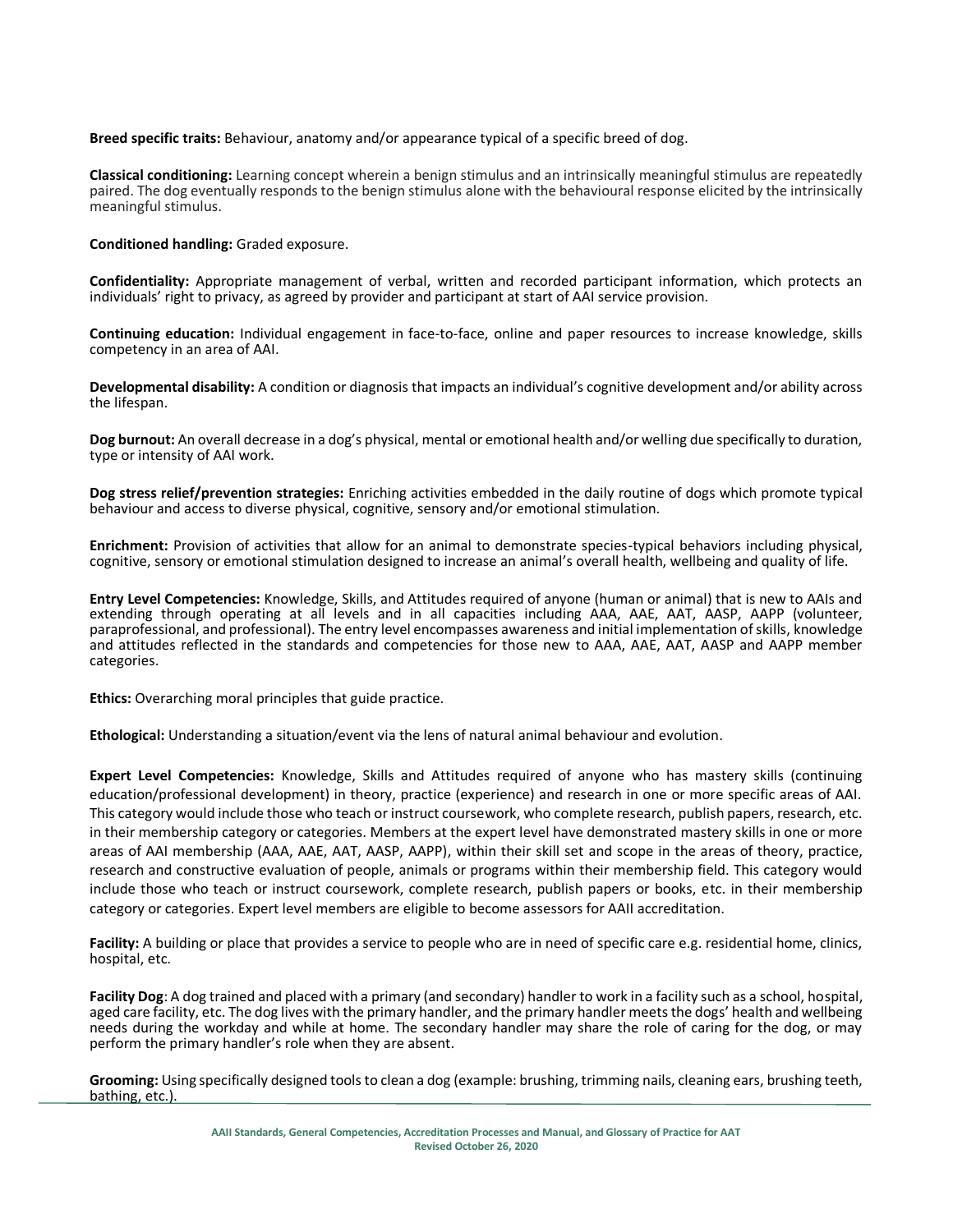**Breed specific traits:** Behaviour, anatomy and/or appearance typical of a specific breed of dog.

**Classical conditioning:** Learning concept wherein a benign stimulus and an intrinsically meaningful stimulus are repeatedly paired. The dog eventually responds to the benign stimulus alone with the behavioural response elicited by the intrinsically meaningful stimulus.

**Conditioned handling:** Graded exposure.

**Confidentiality:** Appropriate management of verbal, written and recorded participant information, which protects an individuals' right to privacy, as agreed by provider and participant at start of AAI service provision.

**Continuing education:** Individual engagement in face-to-face, online and paper resources to increase knowledge, skills competency in an area of AAI.

**Developmental disability:** A condition or diagnosis that impacts an individual's cognitive development and/or ability across the lifespan.

**Dog burnout:** An overall decrease in a dog's physical, mental or emotional health and/or welling due specifically to duration, type or intensity of AAI work.

**Dog stress relief/prevention strategies:** Enriching activities embedded in the daily routine of dogs which promote typical behaviour and access to diverse physical, cognitive, sensory and/or emotional stimulation.

**Enrichment:** Provision of activities that allow for an animal to demonstrate species-typical behaviors including physical, cognitive, sensory or emotional stimulation designed to increase an animal's overall health, wellbeing and quality of life.

**Entry Level Competencies:** Knowledge, Skills, and Attitudes required of anyone (human or animal) that is new to AAIs and extending through operating at all levels and in all capacities including AAA, AAE, AAT, AASP, AAPP (volunteer, paraprofessional, and professional). The entry level encompasses awareness and initial implementation of skills, knowledge and attitudes reflected in the standards and competencies for those new to AAA, AAE, AAT, AASP and AAPP member categories.

**Ethics:** Overarching moral principles that guide practice.

**Ethological:** Understanding a situation/event via the lens of natural animal behaviour and evolution.

**Expert Level Competencies:** Knowledge, Skills and Attitudes required of anyone who has mastery skills (continuing education/professional development) in theory, practice (experience) and research in one or more specific areas of AAI. This category would include those who teach or instruct coursework, who complete research, publish papers, research, etc. in their membership category or categories. Members at the expert level have demonstrated mastery skills in one or more areas of AAI membership (AAA, AAE, AAT, AASP, AAPP), within their skill set and scope in the areas of theory, practice, research and constructive evaluation of people, animals or programs within their membership field. This category would include those who teach or instruct coursework, complete research, publish papers or books, etc. in their membership category or categories. Expert level members are eligible to become assessors for AAII accreditation.

**Facility:** A building or place that provides a service to people who are in need of specific care e.g. residential home, clinics, hospital, etc.

**Facility Dog**: A dog trained and placed with a primary (and secondary) handler to work in a facility such as a school, hospital, aged care facility, etc. The dog lives with the primary handler, and the primary handler meets the dogs' health and wellbeing needs during the workday and while at home. The secondary handler may share the role of caring for the dog, or may perform the primary handler's role when they are absent.

**Grooming:** Using specifically designed tools to clean a dog (example: brushing, trimming nails, cleaning ears, brushing teeth, bathing, etc.).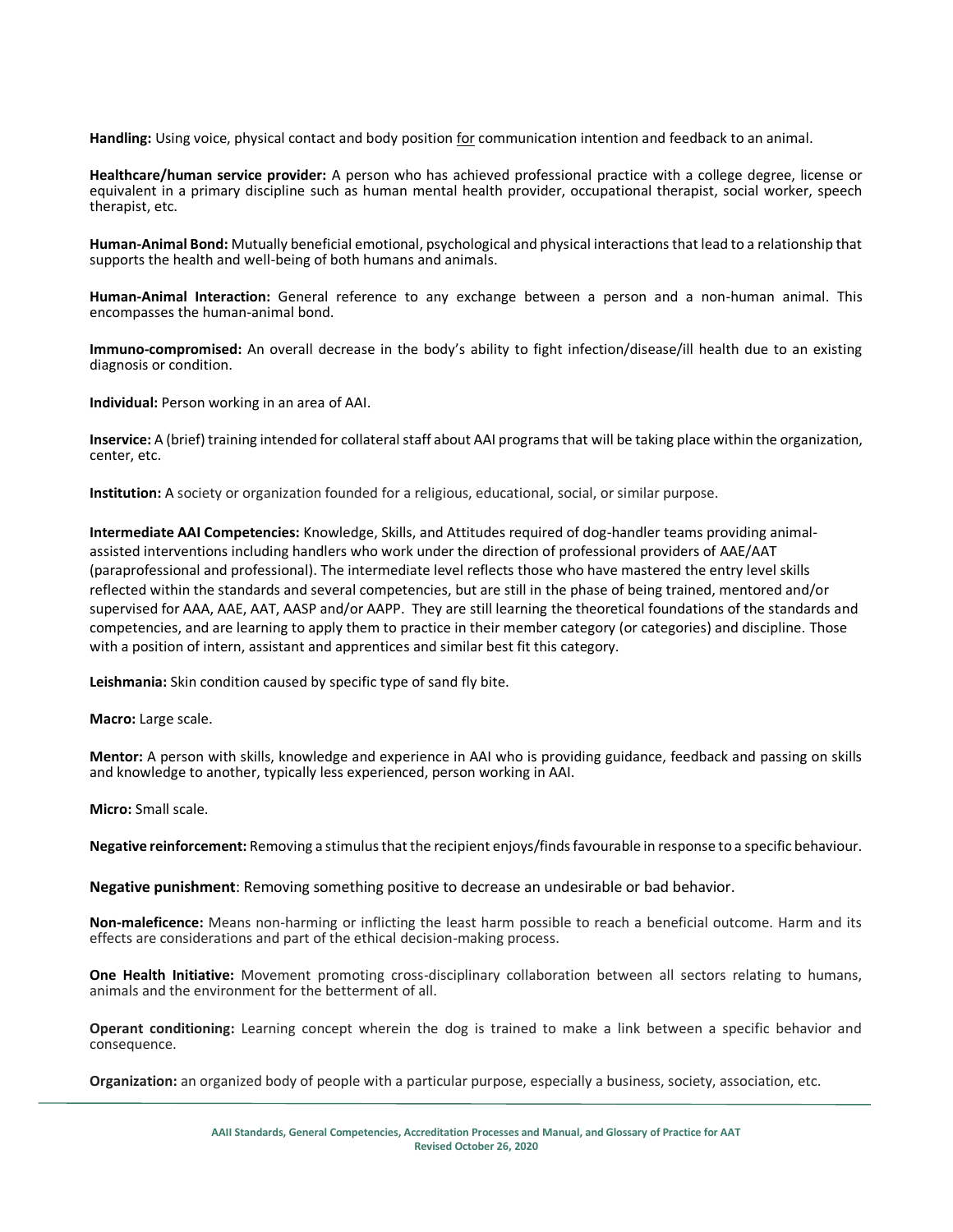**Handling:** Using voice, physical contact and body position <u>for</u> communication intention and feedback to an animal.

**Healthcare/human service provider:** A person who has achieved professional practice with a college degree, license or equivalent in a primary discipline such as human mental health provider, occupational therapist, social worker, speech therapist, etc.

**Human-Animal Bond:** Mutually beneficial emotional, psychological and physical interactions that lead to a relationship that supports the health and well-being of both humans and animals.

**Human-Animal Interaction:** General reference to any exchange between a person and a non-human animal. This encompasses the human-animal bond.

**Immuno-compromised:** An overall decrease in the body's ability to fight infection/disease/ill health due to an existing diagnosis or condition.

**Individual:** Person working in an area of AAI.

**Inservice:** A (brief) training intended for collateral staff about AAI programs that will be taking place within the organization, center, etc.

**Institution:** A society or organization founded for a religious, educational, social, or similar purpose.

**Intermediate AAI Competencies:** Knowledge, Skills, and Attitudes required of dog-handler teams providing animal-assisted interventions including handlers who work under the direction of professional providers of AAE/AAT (paraprofessional and professional). The intermediate level reflects those who have mastered the entry level skills reflected within the standards and several competencies, but are still in the phase of being trained, mentored and/or supervised for AAA, AAE, AAT, AASP and/or AAPP. They are still learning the theoretical foundations of the standards and competencies, and are learning to apply them to practice in their member category (or categories) and discipline. Those with a position of intern, assistant and apprentices and similar best fit this category.

**Leishmania:** Skin condition caused by specific type of sand fly bite.

**Macro:** Large scale.

**Mentor:** A person with skills, knowledge and experience in AAI who is providing guidance, feedback and passing on skills and knowledge to another, typically less experienced, person working in AAI.

**Micro:** Small scale.

**Negative reinforcement:** Removing a stimulus that the recipient enjoys/finds favourable in response to a specific behaviour.

**Negative punishment**: Removing something positive to decrease an undesirable or bad behavior.

**Non-maleficence:** Means non-harming or inflicting the least harm possible to reach a beneficial outcome. Harm and its effects are considerations and part of the ethical decision-making process.

**One Health Initiative:** Movement promoting cross-disciplinary collaboration between all sectors relating to humans, animals and the environment for the betterment of all.

**Operant conditioning:** Learning concept wherein the dog is trained to make a link between a specific behavior and consequence.

**Organization:** an organized body of people with a particular purpose, especially a business, society, association, etc.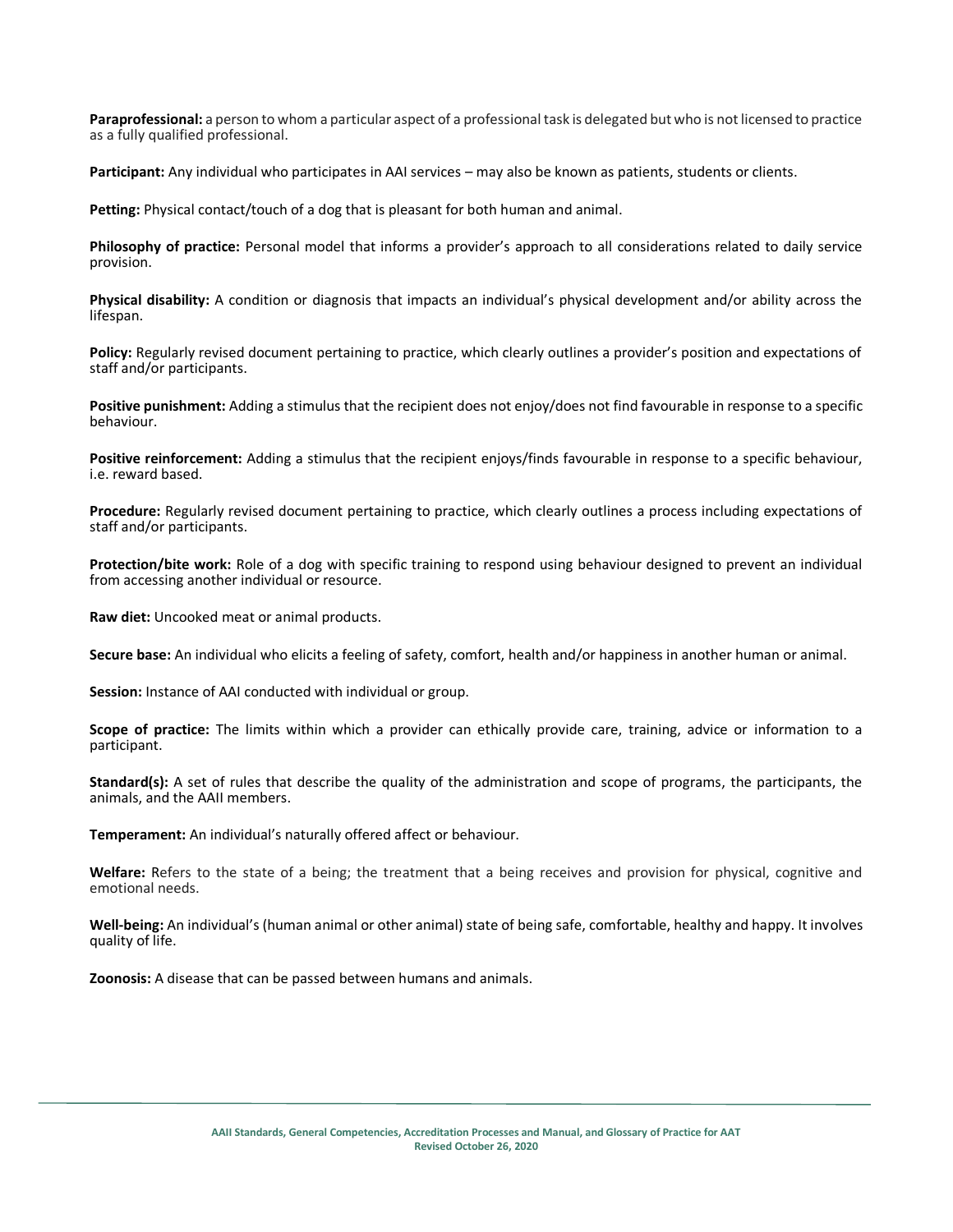**Paraprofessional:** a person to whom a particular aspect of a professional task is delegated but who is not licensed to practice as a fully qualified professional.

**Participant:** Any individual who participates in AAI services – may also be known as patients, students or clients.

**Petting:** Physical contact/touch of a dog that is pleasant for both human and animal.

**Philosophy of practice:** Personal model that informs a provider's approach to all considerations related to daily service provision.

**Physical disability:** A condition or diagnosis that impacts an individual's physical development and/or ability across the lifespan.

**Policy:** Regularly revised document pertaining to practice, which clearly outlines a provider's position and expectations of staff and/or participants.

**Positive punishment:** Adding a stimulus that the recipient does not enjoy/does not find favourable in response to a specific behaviour.

**Positive reinforcement:** Adding a stimulus that the recipient enjoys/finds favourable in response to a specific behaviour, i.e. reward based.

**Procedure:** Regularly revised document pertaining to practice, which clearly outlines a process including expectations of staff and/or participants.

**Protection/bite work:** Role of a dog with specific training to respond using behaviour designed to prevent an individual from accessing another individual or resource.

**Raw diet:** Uncooked meat or animal products.

**Secure base:** An individual who elicits a feeling of safety, comfort, health and/or happiness in another human or animal.

**Session:** Instance of AAI conducted with individual or group.

**Scope of practice:** The limits within which a provider can ethically provide care, training, advice or information to a participant.

**Standard(s):** A set of rules that describe the quality of the administration and scope of programs, the participants, the animals, and the AAII members.

**Temperament:** An individual's naturally offered affect or behaviour.

**Welfare:** Refers to the state of a being; the treatment that a being receives and provision for physical, cognitive and emotional needs.

**Well-being:** An individual's (human animal or other animal) state of being safe, comfortable, healthy and happy. It involves quality of life.

**Zoonosis:** A disease that can be passed between humans and animals.